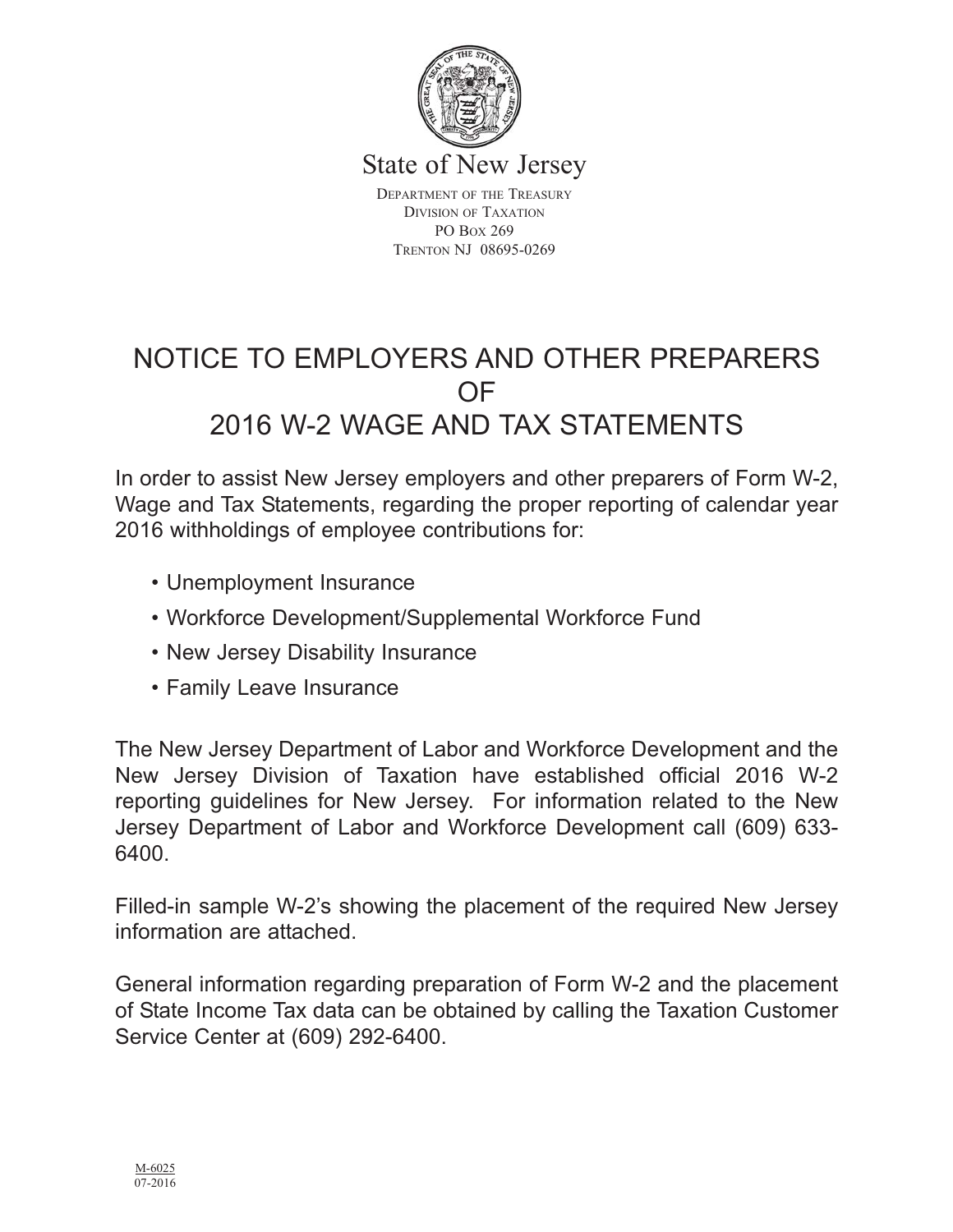State of New Jersey

DEPARTMENT OF THE TREASURY
DIVISION OF TAXATION
PO BOX 269
TRENTON NJ 08695-0269

# NOTICE TO EMPLOYERS AND OTHER PREPARERS OF 2016 W-2 WAGE AND TAX STATEMENTS

In order to assist New Jersey employers and other preparers of Form W-2, Wage and Tax Statements, regarding the proper reporting of calendar year 2016 withholdings of employee contributions for:

- Unemployment Insurance
- Workforce Development/Supplemental Workforce Fund
- New Jersey Disability Insurance
- Family Leave Insurance

The New Jersey Department of Labor and Workforce Development and the New Jersey Division of Taxation have established official 2016 W-2 reporting guidelines for New Jersey. For information related to the New Jersey Department of Labor and Workforce Development call (609) 633-6400.

Filled-in sample W-2's showing the placement of the required New Jersey information are attached.

General information regarding preparation of Form W-2 and the placement of State Income Tax data can be obtained by calling the Taxation Customer Service Center at (609) 292-6400.

M-6025
07-2016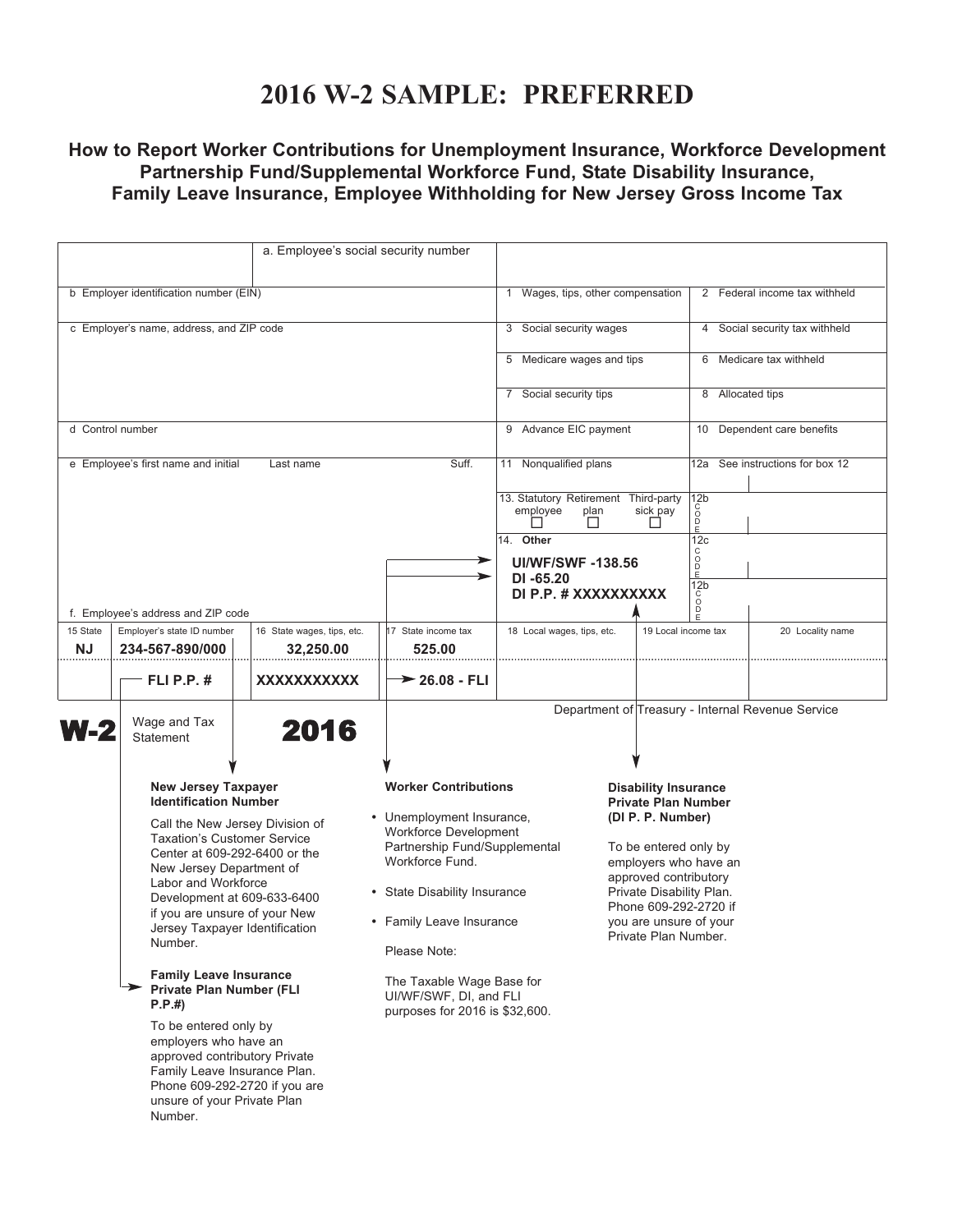# 2016 W-2 SAMPLE: PREFERRED

## How to Report Worker Contributions for Unemployment Insurance, Workforce Development Partnership Fund/Supplemental Workforce Fund, State Disability Insurance, Family Leave Insurance, Employee Withholding for New Jersey Gross Income Tax

| | |
|---|---|
| a. Employee's social security number | |
| b Employer identification number (EIN) | 1 Wages, tips, other compensation / 2 Federal income tax withheld |
| c Employer's name, address, and ZIP code | 3 Social security wages / 4 Social security tax withheld |
| | 5 Medicare wages and tips / 6 Medicare tax withheld |
| | 7 Social security tips / 8 Allocated tips |
| d Control number | 9 Advance EIC payment / 10 Dependent care benefits |
| e Employee's first name and initial / Last name / Suff. | 11 Nonqualified plans / 12a See instructions for box 12 |
| | 13. Statutory employee / Retirement plan / Third-party sick pay / 12b CODE |
| | 14. Other: **UI/WF/SWF -138.56**, **DI -65.20**, **DI P.P. # XXXXXXXXXX** / 12c CODE / 12b CODE |
| f. Employee's address and ZIP code | |

| 15 State | Employer's state ID number | 16 State wages, tips, etc. | 17 State income tax | 18 Local wages, tips, etc. | 19 Local income tax | 20 Locality name |
|---|---|---|---|---|---|---|
| **NJ** | **234-567-890/000** | **32,250.00** | **525.00** | | | |
| | **FLI P.P. #** | **XXXXXXXXXXX** | **26.08 - FLI** | | | |

**W-2** Wage and Tax Statement **2016**

Department of Treasury - Internal Revenue Service

**New Jersey Taxpayer Identification Number**

Call the New Jersey Division of Taxation's Customer Service Center at 609-292-6400 or the New Jersey Department of Labor and Workforce Development at 609-633-6400 if you are unsure of your New Jersey Taxpayer Identification Number.

**Family Leave Insurance Private Plan Number (FLI P.P.#)**

To be entered only by employers who have an approved contributory Private Family Leave Insurance Plan. Phone 609-292-2720 if you are unsure of your Private Plan Number.

**Worker Contributions**

- Unemployment Insurance, Workforce Development Partnership Fund/Supplemental Workforce Fund.
- State Disability Insurance
- Family Leave Insurance

Please Note:

The Taxable Wage Base for UI/WF/SWF, DI, and FLI purposes for 2016 is $32,600.

**Disability Insurance Private Plan Number (DI P. P. Number)**

To be entered only by employers who have an approved contributory Private Disability Plan. Phone 609-292-2720 if you are unsure of your Private Plan Number.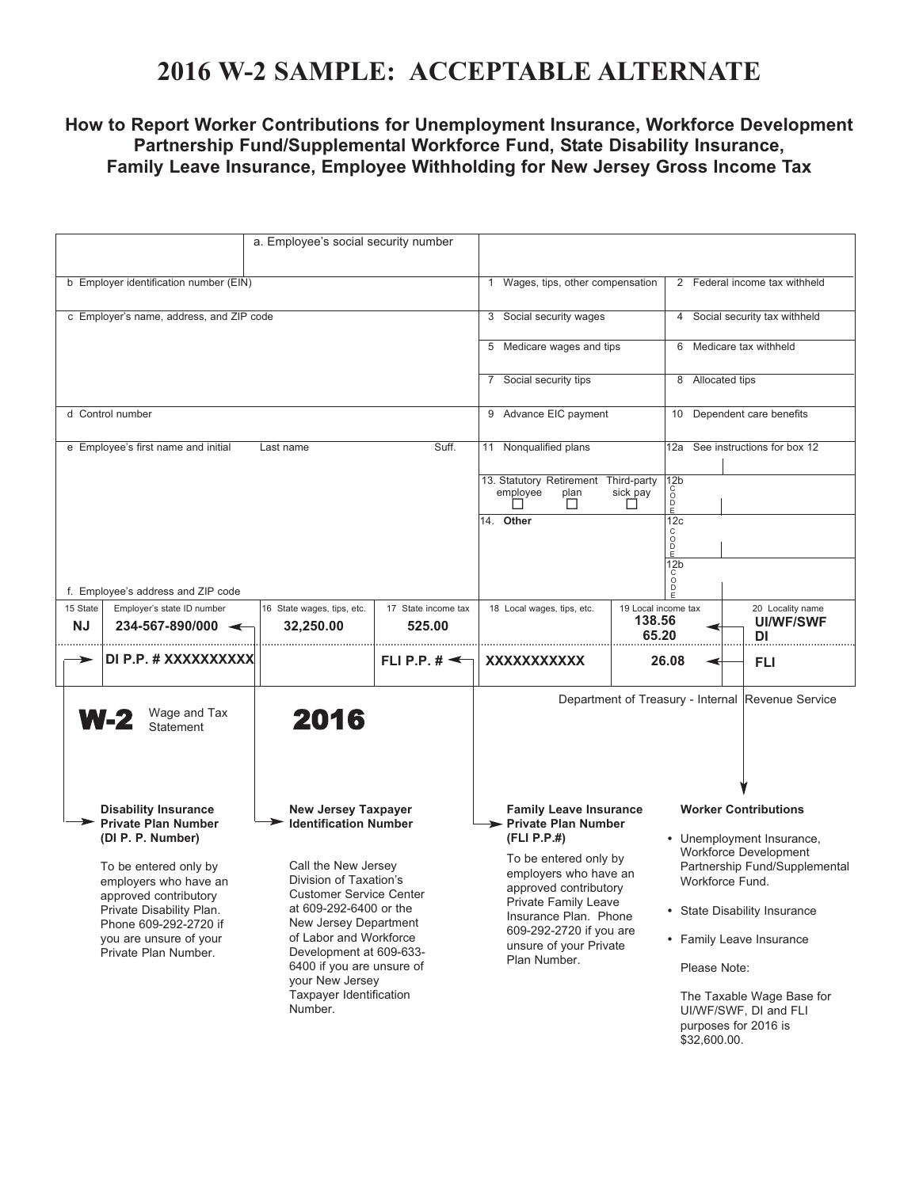# 2016 W-2 SAMPLE: ACCEPTABLE ALTERNATE

### How to Report Worker Contributions for Unemployment Insurance, Workforce Development Partnership Fund/Supplemental Workforce Fund, State Disability Insurance, Family Leave Insurance, Employee Withholding for New Jersey Gross Income Tax

| | a. Employee's social security number | | | |
|---|---|---|---|---|
| b Employer identification number (EIN) | | 1 Wages, tips, other compensation | | 2 Federal income tax withheld |
| c Employer's name, address, and ZIP code | | 3 Social security wages | | 4 Social security tax withheld |
| | | 5 Medicare wages and tips | | 6 Medicare tax withheld |
| | | 7 Social security tips | | 8 Allocated tips |
| d Control number | | 9 Advance EIC payment | | 10 Dependent care benefits |
| e Employee's first name and initial / Last name / Suff. | | 11 Nonqualified plans | | 12a See instructions for box 12 |
| | | 13. Statutory employee ☐ Retirement plan ☐ Third-party sick pay ☐ | | 12b CODE |
| | | 14. **Other** | | 12c CODE |
| f. Employee's address and ZIP code | | | | 12b CODE |

| 15 State | Employer's state ID number | 16 State wages, tips, etc. | 17 State income tax | 18 Local wages, tips, etc. | 19 Local income tax | 20 Locality name |
|---|---|---|---|---|---|---|
| **NJ** | **234-567-890/000** | **32,250.00** | **525.00** | | **138.56** | **UI/WF/SWF** |
| | | | | | **65.20** | **DI** |
| | **DI P.P. # XXXXXXXXXX** | | **FLI P.P. #** | **XXXXXXXXXXX** | **26.08** | **FLI** |

**W-2** Wage and Tax Statement **2016**

Department of Treasury - Internal Revenue Service

**Disability Insurance Private Plan Number (DI P. P. Number)**

To be entered only by employers who have an approved contributory Private Disability Plan. Phone 609-292-2720 if you are unsure of your Private Plan Number.

**New Jersey Taxpayer Identification Number**

Call the New Jersey Division of Taxation's Customer Service Center at 609-292-6400 or the New Jersey Department of Labor and Workforce Development at 609-633-6400 if you are unsure of your New Jersey Taxpayer Identification Number.

**Family Leave Insurance Private Plan Number (FLI P.P.#)**

To be entered only by employers who have an approved contributory Private Family Leave Insurance Plan. Phone 609-292-2720 if you are unsure of your Private Plan Number.

**Worker Contributions**

- Unemployment Insurance, Workforce Development Partnership Fund/Supplemental Workforce Fund.
- State Disability Insurance
- Family Leave Insurance

Please Note:

The Taxable Wage Base for UI/WF/SWF, DI and FLI purposes for 2016 is $32,600.00.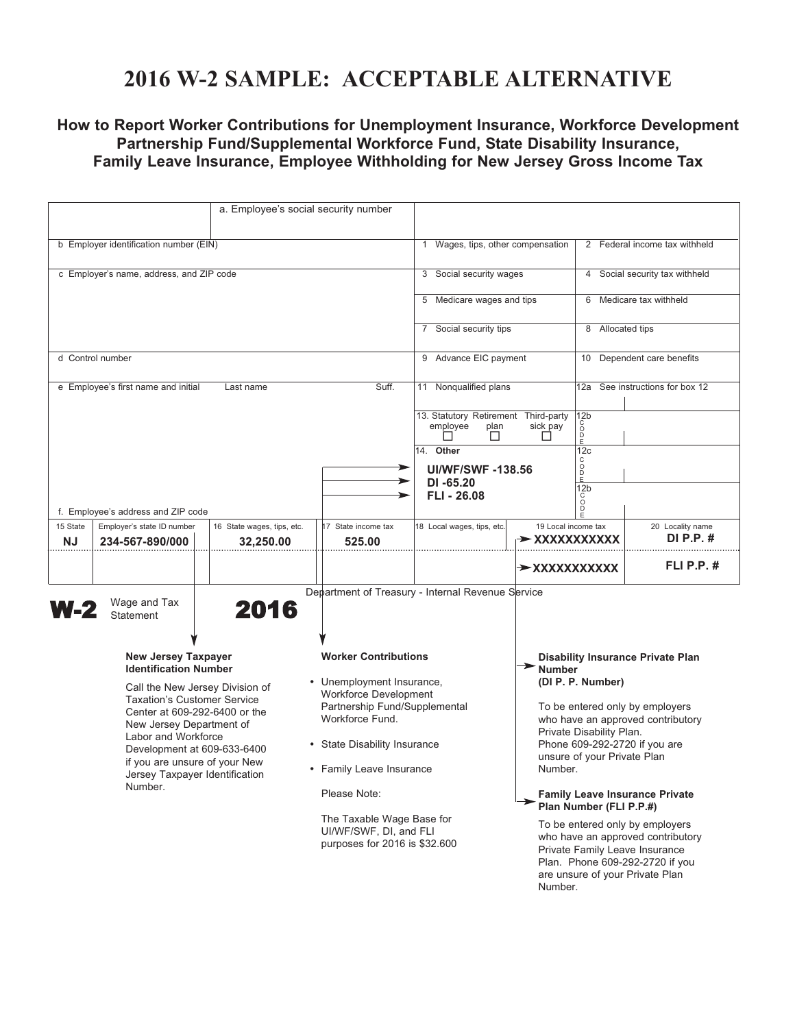# 2016 W-2 SAMPLE: ACCEPTABLE ALTERNATIVE

### How to Report Worker Contributions for Unemployment Insurance, Workforce Development Partnership Fund/Supplemental Workforce Fund, State Disability Insurance, Family Leave Insurance, Employee Withholding for New Jersey Gross Income Tax

| | | | |
|---|---|---|---|
| a. Employee's social security number | | | |
| b Employer identification number (EIN) | | 1 Wages, tips, other compensation | 2 Federal income tax withheld |
| c Employer's name, address, and ZIP code | | 3 Social security wages | 4 Social security tax withheld |
| | | 5 Medicare wages and tips | 6 Medicare tax withheld |
| | | 7 Social security tips | 8 Allocated tips |
| d Control number | | 9 Advance EIC payment | 10 Dependent care benefits |
| e Employee's first name and initial / Last name / Suff. | | 11 Nonqualified plans | 12a See instructions for box 12 |
| | | 13. Statutory employee ☐ Retirement plan ☐ Third-party sick pay ☐ | 12b CODE |
| | | 14. **Other** **UI/WF/SWF -138.56** **DI -65.20** **FLI - 26.08** | 12c CODE |
| f. Employee's address and ZIP code | | | 12b CODE |

| 15 State | Employer's state ID number | 16 State wages, tips, etc. | 17 State income tax | 18 Local wages, tips, etc. | 19 Local income tax | 20 Locality name |
|---|---|---|---|---|---|---|
| **NJ** | **234-567-890/000** | **32,250.00** | **525.00** | | **XXXXXXXXXXX** | **DI P.P. #** |
| | | | | | **XXXXXXXXXXX** | **FLI P.P. #** |

**W-2** Wage and Tax Statement **2016**

Department of Treasury - Internal Revenue Service

**New Jersey Taxpayer Identification Number**

Call the New Jersey Division of Taxation's Customer Service Center at 609-292-6400 or the New Jersey Department of Labor and Workforce Development at 609-633-6400 if you are unsure of your New Jersey Taxpayer Identification Number.

**Worker Contributions**

- Unemployment Insurance, Workforce Development Partnership Fund/Supplemental Workforce Fund.
- State Disability Insurance
- Family Leave Insurance

Please Note:

The Taxable Wage Base for UI/WF/SWF, DI, and FLI purposes for 2016 is $32.600

**Disability Insurance Private Plan Number (DI P. P. Number)**

To be entered only by employers who have an approved contributory Private Disability Plan. Phone 609-292-2720 if you are unsure of your Private Plan Number.

**Family Leave Insurance Private Plan Number (FLI P.P.#)**

To be entered only by employers who have an approved contributory Private Family Leave Insurance Plan. Phone 609-292-2720 if you are unsure of your Private Plan Number.